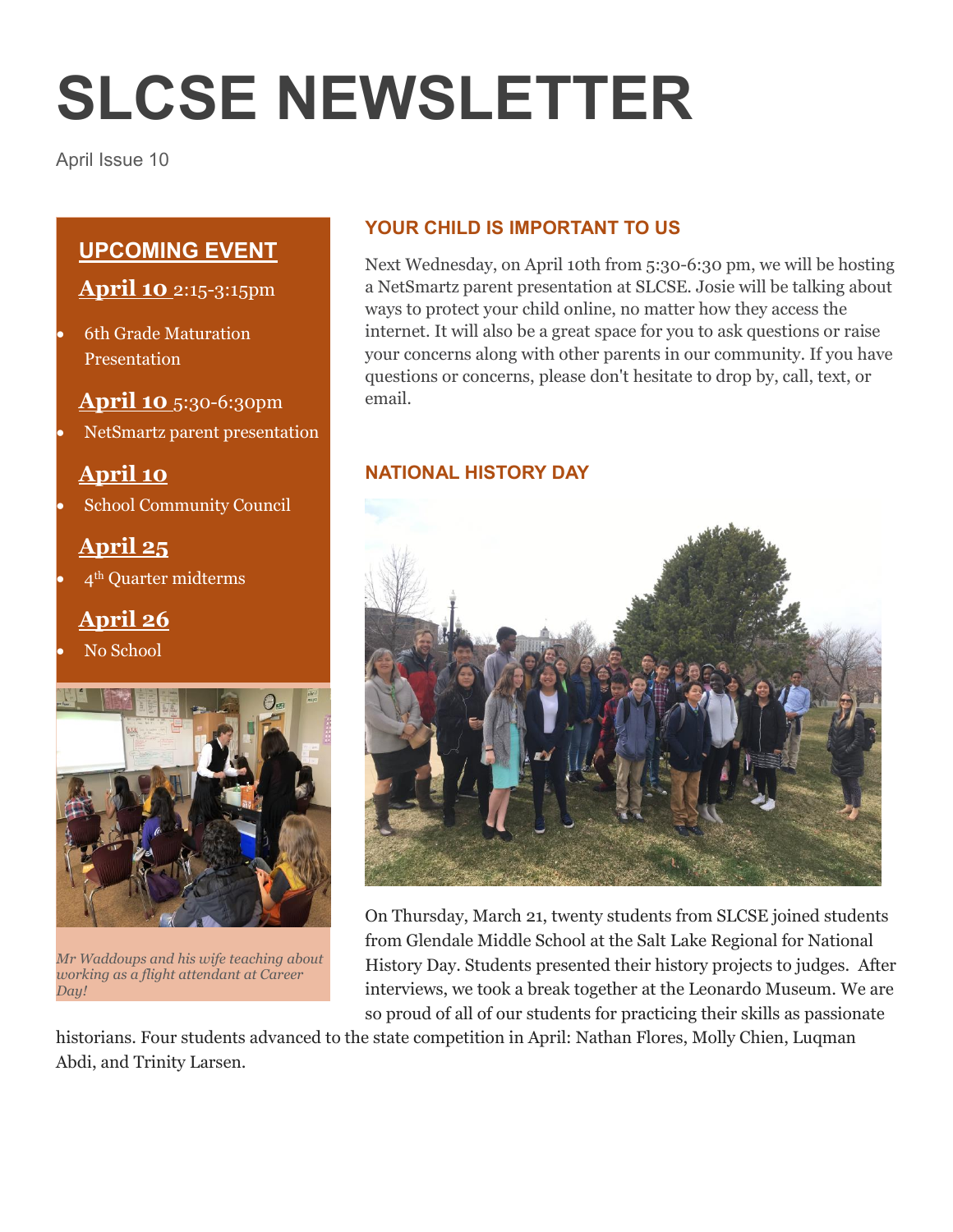# SLCSE NEWSLETTER

April Issue 10

## UPCOMING EVENT

**April 10** 2:15-3:15pm

- 6th Grade Maturation Presentation

**April 10** 5:30-6:30pm

- NetSmartz parent presentation

**April 10**

- School Community Council

**April 25**

- 4th Quarter midterms

**April 26**

- No School

*Mr Waddoups and his wife teaching about working as a flight attendant at Career Day!*

## YOUR CHILD IS IMPORTANT TO US

Next Wednesday, on April 10th from 5:30-6:30 pm, we will be hosting a NetSmartz parent presentation at SLCSE. Josie will be talking about ways to protect your child online, no matter how they access the internet. It will also be a great space for you to ask questions or raise your concerns along with other parents in our community. If you have questions or concerns, please don't hesitate to drop by, call, text, or email.

## NATIONAL HISTORY DAY

On Thursday, March 21, twenty students from SLCSE joined students from Glendale Middle School at the Salt Lake Regional for National History Day. Students presented their history projects to judges. After interviews, we took a break together at the Leonardo Museum. We are so proud of all of our students for practicing their skills as passionate historians. Four students advanced to the state competition in April: Nathan Flores, Molly Chien, Luqman Abdi, and Trinity Larsen.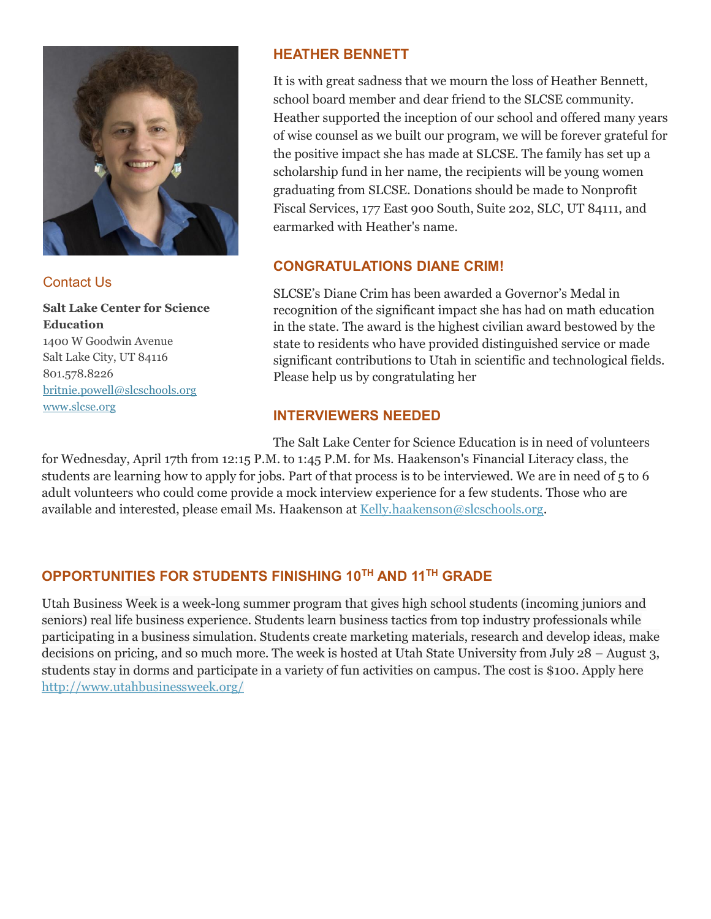## HEATHER BENNETT

It is with great sadness that we mourn the loss of Heather Bennett, school board member and dear friend to the SLCSE community. Heather supported the inception of our school and offered many years of wise counsel as we built our program, we will be forever grateful for the positive impact she has made at SLCSE. The family has set up a scholarship fund in her name, the recipients will be young women graduating from SLCSE. Donations should be made to Nonprofit Fiscal Services, 177 East 900 South, Suite 202, SLC, UT 84111, and earmarked with Heather's name.

## CONGRATULATIONS DIANE CRIM!

SLCSE's Diane Crim has been awarded a Governor's Medal in recognition of the significant impact she has had on math education in the state. The award is the highest civilian award bestowed by the state to residents who have provided distinguished service or made significant contributions to Utah in scientific and technological fields. Please help us by congratulating her

## INTERVIEWERS NEEDED

The Salt Lake Center for Science Education is in need of volunteers for Wednesday, April 17th from 12:15 P.M. to 1:45 P.M. for Ms. Haakenson's Financial Literacy class, the students are learning how to apply for jobs. Part of that process is to be interviewed. We are in need of 5 to 6 adult volunteers who could come provide a mock interview experience for a few students. Those who are available and interested, please email Ms. Haakenson at Kelly.haakenson@slcschools.org.

## OPPORTUNITIES FOR STUDENTS FINISHING 10TH AND 11TH GRADE

Utah Business Week is a week-long summer program that gives high school students (incoming juniors and seniors) real life business experience. Students learn business tactics from top industry professionals while participating in a business simulation. Students create marketing materials, research and develop ideas, make decisions on pricing, and so much more. The week is hosted at Utah State University from July 28 – August 3, students stay in dorms and participate in a variety of fun activities on campus. The cost is $100. Apply here http://www.utahbusinessweek.org/

### Contact Us

**Salt Lake Center for Science Education**
1400 W Goodwin Avenue
Salt Lake City, UT 84116
801.578.8226
britnie.powell@slcschools.org
www.slcse.org